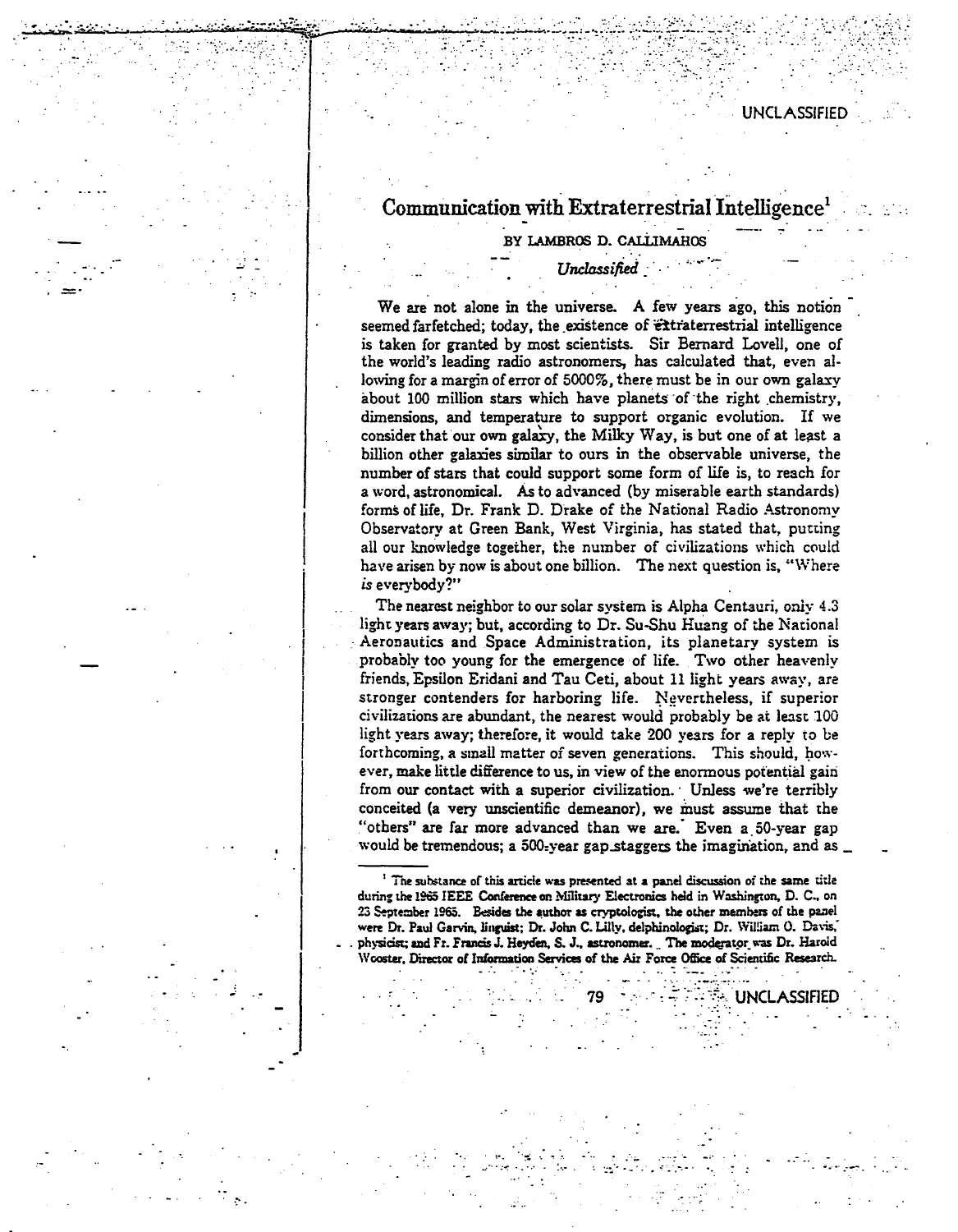# Communication with Extraterrestrial Intelligence[1]

BY LAMBROS D. CALLIMAHOS

*Unclassified*

We are not alone in the universe. A few years ago, this notion seemed farfetched; today, the existence of extraterrestrial intelligence is taken for granted by most scientists. Sir Bernard Lovell, one of the world's leading radio astronomers, has calculated that, even allowing for a margin of error of 5000%, there must be in our own galaxy about 100 million stars which have planets of the right chemistry, dimensions, and temperature to support organic evolution. If we consider that our own galaxy, the Milky Way, is but one of at least a billion other galaxies similar to ours in the observable universe, the number of stars that could support some form of life is, to reach for a word, astronomical. As to advanced (by miserable earth standards) forms of life, Dr. Frank D. Drake of the National Radio Astronomy Observatory at Green Bank, West Virginia, has stated that, putting all our knowledge together, the number of civilizations which could have arisen by now is about one billion. The next question is, "Where *is* everybody?"

The nearest neighbor to our solar system is Alpha Centauri, only 4.3 light years away; but, according to Dr. Su-Shu Huang of the National Aeronautics and Space Administration, its planetary system is probably too young for the emergence of life. Two other heavenly friends, Epsilon Eridani and Tau Ceti, about 11 light years away, are stronger contenders for harboring life. Nevertheless, if superior civilizations are abundant, the nearest would probably be at least 100 light years away; therefore, it would take 200 years for a reply to be forthcoming, a small matter of seven generations. This should, however, make little difference to us, in view of the enormous potential gain from our contact with a superior civilization. Unless we're terribly conceited (a very unscientific demeanor), we must assume that the "others" are far more advanced than we are. Even a 50-year gap would be tremendous; a 500-year gap staggers the imagination, and as

[1] The substance of this article was presented at a panel discussion of the same title during the 1965 IEEE Conference on Military Electronics held in Washington, D. C., on 23 September 1965. Besides the author as cryptologist, the other members of the panel were Dr. Paul Garvin, linguist; Dr. John C. Lilly, delphinologist; Dr. William O. Davis, physicist; and Fr. Francis J. Heyden, S. J., astronomer. The moderator was Dr. Harold Wooster, Director of Information Services of the Air Force Office of Scientific Research.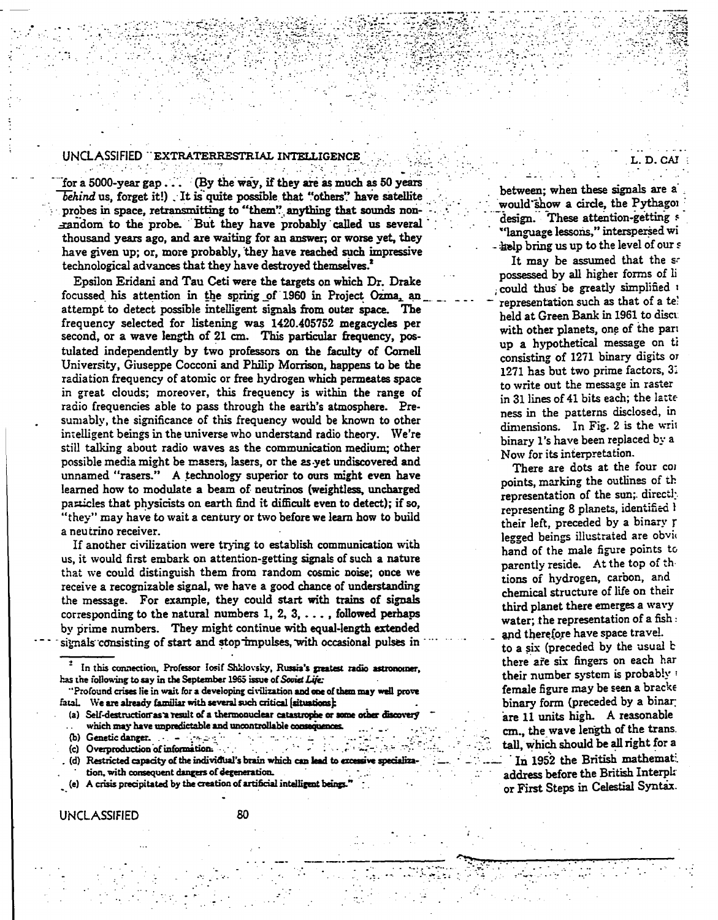for a 5000-year gap . . . (By the way, if they are as much as 50 years *behind* us, forget it!) . It is quite possible that "others" have satellite probes in space, retransmitting to "them" anything that sounds non-random to the probe. But they have probably called us several thousand years ago, and are waiting for an answer; or worse yet, they have given up; or, more probably, they have reached such impressive technological advances that they have destroyed themselves.[2]

Epsilon Eridani and Tau Ceti were the targets on which Dr. Drake focussed his attention in the spring of 1960 in Project Ozma, an attempt to detect possible intelligent signals from outer space. The frequency selected for listening was 1420.405752 megacycles per second, or a wave length of 21 cm. This particular frequency, postulated independently by two professors on the faculty of Cornell University, Giuseppe Cocconi and Philip Morrison, happens to be the radiation frequency of atomic or free hydrogen which permeates space in great clouds; moreover, this frequency is within the range of radio frequencies able to pass through the earth's atmosphere. Presumably, the significance of this frequency would be known to other intelligent beings in the universe who understand radio theory. We're still talking about radio waves as the communication medium; other possible media might be masers, lasers, or the as-yet undiscovered and unnamed "rasers." A technology superior to ours might even have learned how to modulate a beam of neutrinos (weightless, uncharged particles that physicists on earth find it difficult even to detect); if so, "they" may have to wait a century or two before we learn how to build a neutrino receiver.

If another civilization were trying to establish communication with us, it would first embark on attention-getting signals of such a nature that we could distinguish them from random cosmic noise; once we receive a recognizable signal, we have a good chance of understanding the message. For example, they could start with trains of signals corresponding to the natural numbers 1, 2, 3, . . . , followed perhaps by prime numbers. They might continue with equal-length extended signals consisting of start and stop impulses, with occasional pulses in between; when these signals are a[...] would show a circle, the Pythago[...] design. These attention-getting s[...] "language lessons," interspersed wi[...] help bring us up to the level of our s[...]

It may be assumed that the s[...] possessed by all higher forms of li[...] could thus be greatly simplified [...] representation such as that of a te[...] held at Green Bank in 1961 to disc[...] with other planets, one of the par[...] up a hypothetical message on t[...] consisting of 1271 binary digits o[...] 1271 has but two prime factors, 3[...] to write out the message in raster [...] in 31 lines of 41 bits each; the latt[...] ness in the patterns disclosed, in [...] dimensions. In Fig. 2 is the wri[...] binary 1's have been replaced by a [...] Now for its interpretation.

There are dots at the four co[...] points, marking the outlines of th[...] representation of the sun; directl[...] representing 8 planets, identified [...] their left, preceded by a binary [...] legged beings illustrated are obvi[...] hand of the male figure points to [...] parently reside. At the top of th[...] tions of hydrogen, carbon, and [...] chemical structure of life on their [...] third planet there emerges a wavy [...] water; the representation of a fish [...] and therefore have space travel. [...] to a six (preceded by the usual b[...] there are six fingers on each ha[...] their number system is probably [...] female figure may be seen a bracke[...] binary form (preceded by a binar[...] are 11 units high. A reasonable [...] cm., the wave length of the trans[...] tall, which should be all right for a [...]

In 1952 the British mathemat[...] address before the British Interpl[...] or First Steps in Celestial Syntax.

---

[2] In this connection, Professor Iosif Shklovsky, Russia's greatest radio astronomer, has the following to say in the September 1965 issue of *Soviet Life*:

"Profound crises lie in wait for a developing civilization and one of them may well prove fatal. We are already familiar with several such critical [situations]:

- (a) Self-destruction as a result of a thermonuclear catastrophe or some other discovery which may have unpredictable and uncontrollable consequences.
- (b) Genetic danger.
- (c) Overproduction of information.
- (d) Restricted capacity of the individual's brain which can lead to excessive specialization, with consequent dangers of degeneration.
- (e) A crisis precipitated by the creation of artificial intelligent beings."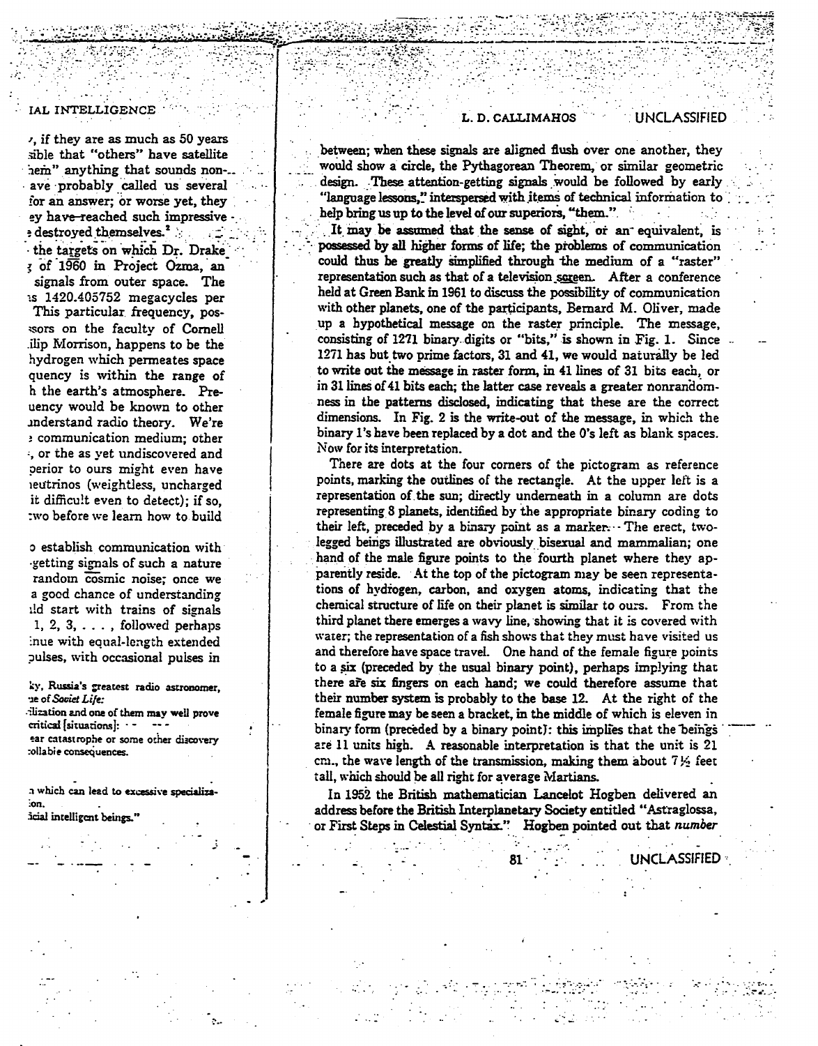between; when these signals are aligned flush over one another, they would show a circle, the Pythagorean Theorem, or similar geometric design. These attention-getting signals would be followed by early "language lessons," interspersed with items of technical information to help bring us up to the level of our superiors, "them."

It may be assumed that the sense of sight, or an equivalent, is possessed by all higher forms of life; the problems of communication could thus be greatly simplified through the medium of a "raster" representation such as that of a television screen. After a conference held at Green Bank in 1961 to discuss the possibility of communication with other planets, one of the participants, Bernard M. Oliver, made up a hypothetical message on the raster principle. The message, consisting of 1271 binary digits or "bits," is shown in Fig. 1. Since 1271 has but two prime factors, 31 and 41, we would naturally be led to write out the message in raster form, in 41 lines of 31 bits each, or in 31 lines of 41 bits each; the latter case reveals a greater nonrandomness in the patterns disclosed, indicating that these are the correct dimensions. In Fig. 2 is the write-out of the message, in which the binary 1's have been replaced by a dot and the 0's left as blank spaces. Now for its interpretation.

There are dots at the four corners of the pictogram as reference points, marking the outlines of the rectangle. At the upper left is a representation of the sun; directly underneath in a column are dots representing 8 planets, identified by the appropriate binary coding to their left, preceded by a binary point as a marker. The erect, two-legged beings illustrated are obviously bisexual and mammalian; one hand of the male figure points to the fourth planet where they apparently reside. At the top of the pictogram may be seen representations of hydrogen, carbon, and oxygen atoms, indicating that the chemical structure of life on their planet is similar to ours. From the third planet there emerges a wavy line, showing that it is covered with water; the representation of a fish shows that they must have visited us and therefore have space travel. One hand of the female figure points to a six (preceded by the usual binary point), perhaps implying that there are six fingers on each hand; we could therefore assume that their number system is probably to the base 12. At the right of the female figure may be seen a bracket, in the middle of which is eleven in binary form (preceded by a binary point): this implies that the beings are 11 units high. A reasonable interpretation is that the unit is 21 cm., the wave length of the transmission, making them about 7½ feet tall, which should be all right for average Martians.

In 1952 the British mathematician Lancelot Hogben delivered an address before the British Interplanetary Society entitled "Astraglossa, or First Steps in Celestial Syntax." Hogben pointed out that *number*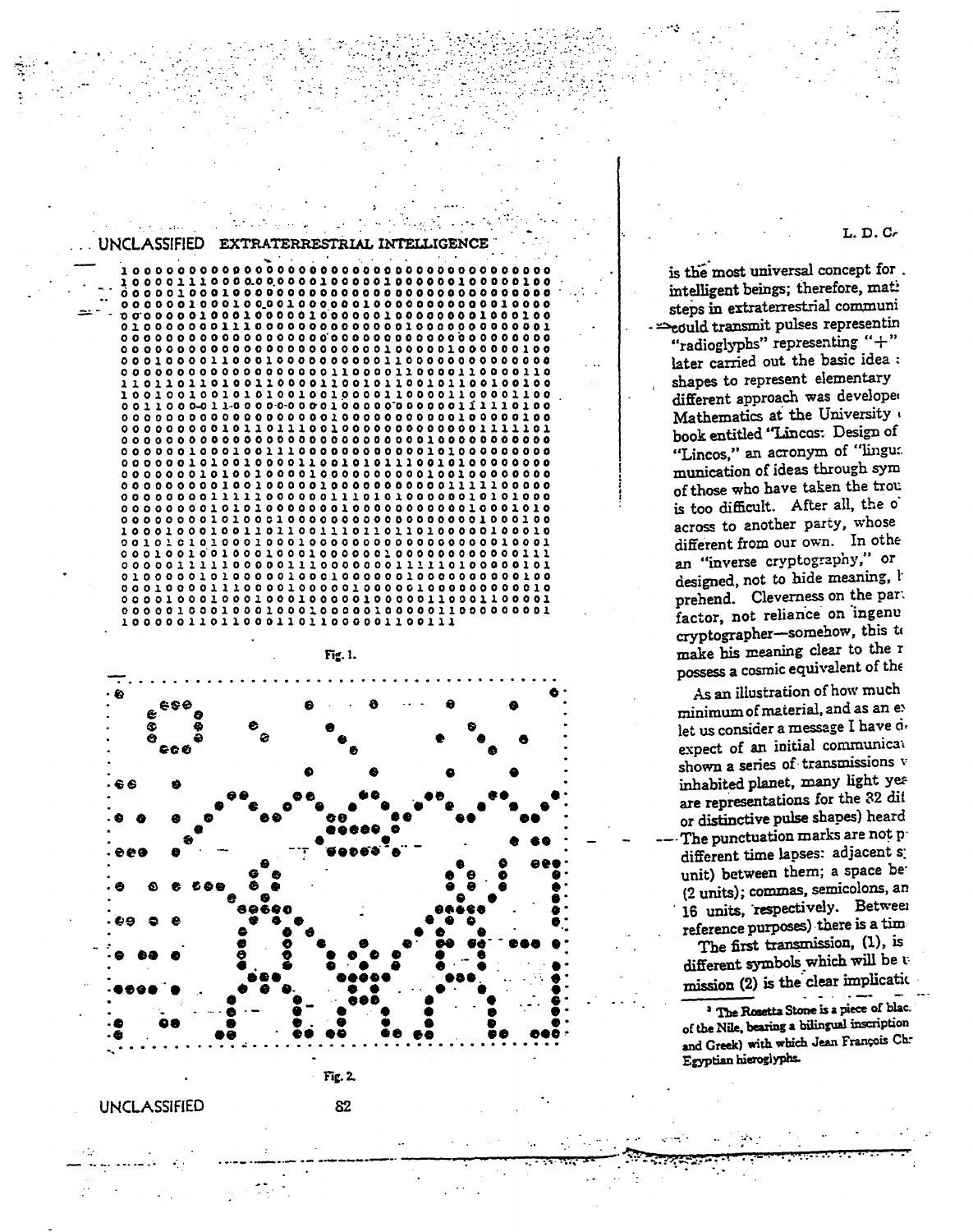```
100000000000000000000000000000000000000000000000000
100001110000000000000100000100000100000010000000100
000001000100000000000000000000000000000000000000000
000000100010010001000000100000100000000000010000
000000100010001000001000001000001000000000001000100
010000000011100000000000000100000000000000000000001
000000000000000000000000000000000000000000000000000
000000000000000000000000000000010000001000000000100
000100000110001000000000000110000000000000000000000
000000000000000000000011000001100000011000000000110
110110110100110000110010110010110010110010010100
100100100101010100100100100001100001100001100
001100001100000000000000000000000000111110100
000000000000000000000100000000000000001000000100
000000000010110111010000000000000000001111101
000000000000000000000000000000001000000000000000
000000100010011100000000000000000101000000000000
000001010010000100011001010111001010000000000000
000000101001000010000000000000010010000000000000
000000010010000100000000000000000111111000000000
000000011111000000000111010100000000101010000
000000010100100001000000000000000000000100001010
000000001010010000000000000000000000001000100000
100010001001110110011101101011010000001000010
001010101000100010000000000000000000000000010001
000100100100010001000000010000000000000000000111
000001111100000011100000000011111010000001101
010000001010000001000100000000100000000000000100
000100000111000001000001000000100000000000000010
000010000100010001000001000000100001100001100001
000001000010001000100010000010000011000000000001
100000110110001101100000110011 1
```

Fig. 1.

Fig. 2.

is the most universal concept for intelligent beings; therefore, mat[h] steps in extraterrestrial communi[cation] could transmit pulses representin[g] "radioglyphs" representing "+" later carried out the basic idea shapes to represent elementary different approach was develope[d] Mathematics at the University [of] book entitled "Lincos: Design of "Lincos," an acronym of "lingu[a] munication of ideas through sym[bols] of those who have taken the trou[ble] is too difficult. After all, the o[bject] across to another party, whose different from our own. In othe[r] an "inverse cryptography," or designed, not to hide meaning, b[ut] prehend. Cleverness on the par[t] factor, not reliance on ingenu[ity] cryptographer—somehow, this t[o] make his meaning clear to the r[ecipient] possess a cosmic equivalent of the

As an illustration of how much minimum of material, and as an e[x] let us consider a message I have d[e] expect of an initial communica[tion] shown a series of transmissions v inhabited planet, many light yea[rs] are representations for the 32 dif[ferent] or distinctive pulse shapes) heard The punctuation marks are not p different time lapses: adjacent s[ymbols] unit) between them; a space be[tween] (2 units); commas, semicolons, an[d] 16 units, respectively. Betwee[n] reference purposes) there is a tim[e]

The first transmission, (1), is different symbols which will be u[sed] mission (2) is the clear implicatio[n]

[3] The Rosetta Stone is a piece of blac[k] of the Nile, bearing a bilingual inscription and Greek) with which Jean François Ch[ampollion] Egyptian hieroglyphs.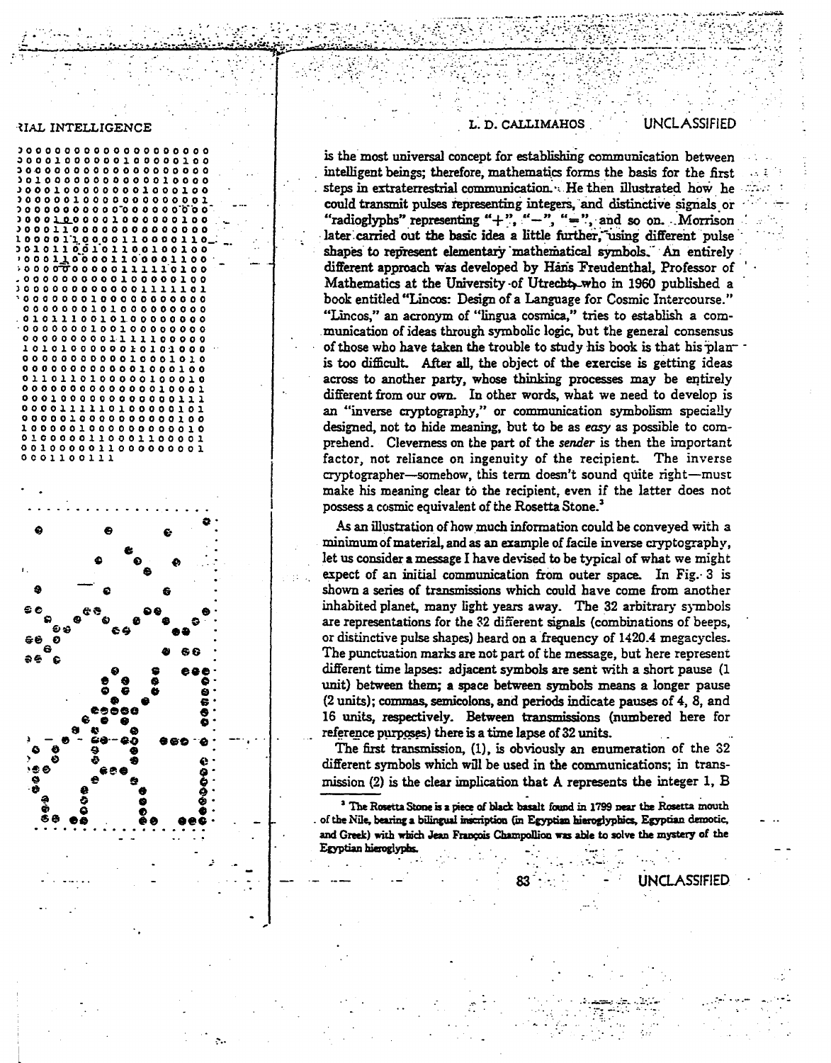is the most universal concept for establishing communication between intelligent beings; therefore, mathematics forms the basis for the first steps in extraterrestrial communication. He then illustrated how he could transmit pulses representing integers, and distinctive signals or "radioglyphs" representing "+", "−", "=", and so on. Morrison later carried out the basic idea a little further, using different pulse shapes to represent elementary mathematical symbols. An entirely different approach was developed by Hans Freudenthal, Professor of Mathematics at the University of Utrecht, who in 1960 published a book entitled "Lincos: Design of a Language for Cosmic Intercourse." "Lincos," an acronym of "lingua cosmica," tries to establish a communication of ideas through symbolic logic, but the general consensus of those who have taken the trouble to study his book is that his plan is too difficult. After all, the object of the exercise is getting ideas across to another party, whose thinking processes may be entirely different from our own. In other words, what we need to develop is an "inverse cryptography," or communication symbolism specially designed, not to hide meaning, but to be as *easy* as possible to comprehend. Cleverness on the part of the *sender* is then the important factor, not reliance on ingenuity of the recipient. The inverse cryptographer—somehow, this term doesn't sound quite right—must make his meaning clear to the recipient, even if the latter does not possess a cosmic equivalent of the Rosetta Stone.[3]

As an illustration of how much information could be conveyed with a minimum of material, and as an example of facile inverse cryptography, let us consider a message I have devised to be typical of what we might expect of an initial communication from outer space. In Fig. 3 is shown a series of transmissions which could have come from another inhabited planet, many light years away. The 32 arbitrary symbols are representations for the 32 different signals (combinations of beeps, or distinctive pulse shapes) heard on a frequency of 1420.4 megacycles. The punctuation marks are not part of the message, but here represent different time lapses: adjacent symbols are sent with a short pause (1 unit) between them; a space between symbols means a longer pause (2 units); commas, semicolons, and periods indicate pauses of 4, 8, and 16 units, respectively. Between transmissions (numbered here for reference purposes) there is a time lapse of 32 units.

The first transmission, (1), is obviously an enumeration of the 32 different symbols which will be used in the communications; in transmission (2) is the clear implication that A represents the integer 1, B

[3] The Rosetta Stone is a piece of black basalt found in 1799 near the Rosetta mouth of the Nile, bearing a bilingual inscription (in Egyptian hieroglyphics, Egyptian demotic, and Greek) with which Jean François Champollion was able to solve the mystery of the Egyptian hieroglyphs.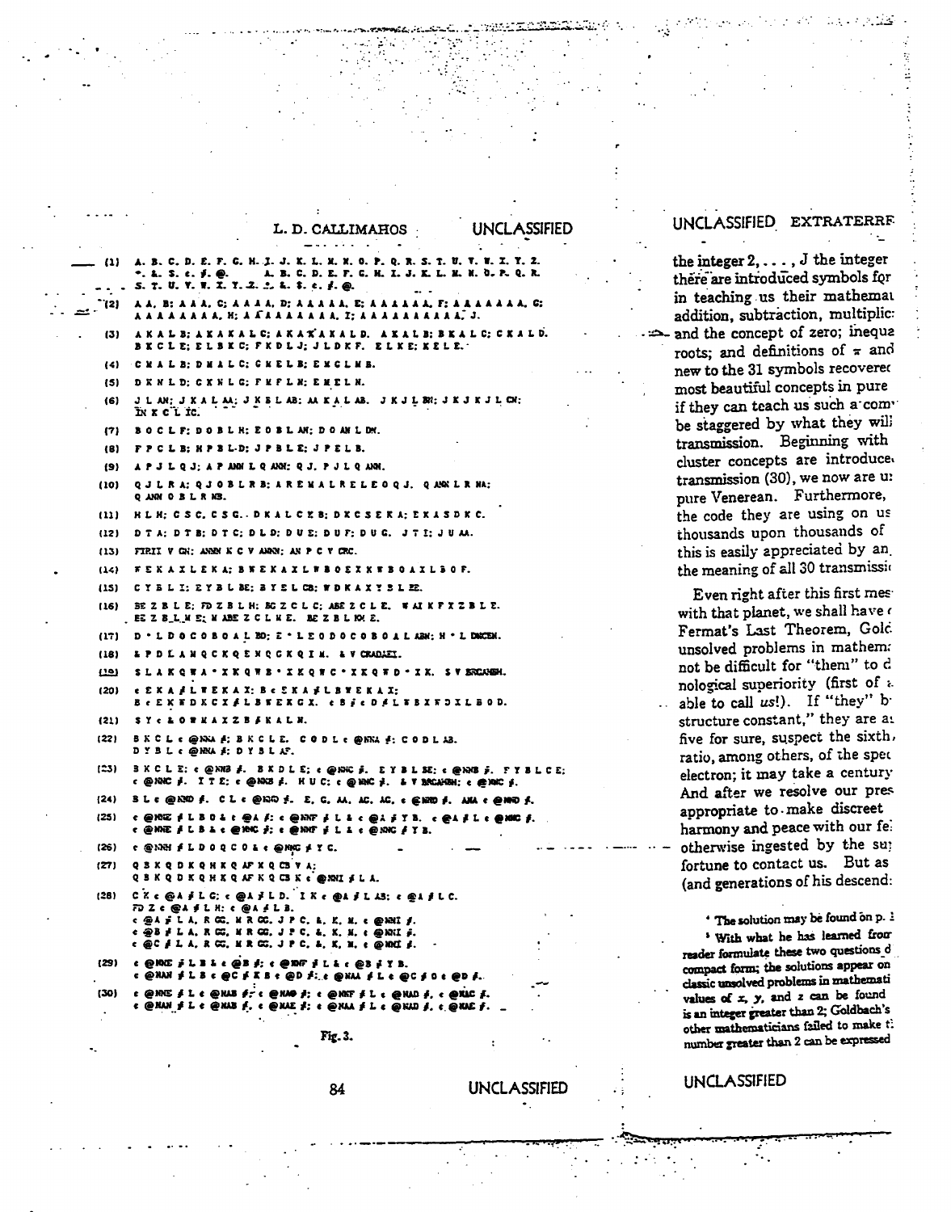(1) A. B. C. D. E. F. G. H. I. J. K. L. M. N. O. P. Q. R. S. T. U. V. W. X. Y. Z.
*. &. $. ¢. ≠. @. A. B. C. D. E. F. G. H. I. J. K. L. M. N. O. P. Q. R.
S. T. U. V. W. X. Y. Z. *. &. $. ¢. ≠. @.

(2) A A, B; A A A, C; A A A A, D; A A A A A, E; A A A A A A, F; A A A A A A A, G;
A A A A A A A A, H; A A A A A A A A A, I; A A A A A A A A A A, J.

(3) A K A L B; A K A K A L C; A K A K A K A L D. A K A L B; B K A L C; C K A L D.
B K C L E; E L B K C; F K D L J; J L D K F. E L K E; K E L E.

(4) C M A L B; D M A L C; C M E L B; E M C L M B.

(5) D K N L D; C K N L G; F M F L N; E M E L N.

(6) J L AN; J K A L AA; J K B L AB; AA K A L AB. J K J L BN; J K J K J L CN;
IN K C L IC.

(7) B O C L F; D O B L H; E O B L AN; D O AN L DN.

(8) F P C L B; H P B L D; J P B L E; J P E L B.

(9) A P J L Q J; A P ANN L Q ANN; Q J. P J L Q ANN.

(10) Q J L R A; Q J O B L R B; A R E M A L R E L E O Q J. Q ANN L R NA;
Q ANN O B L R NB.

(11) H L H; G S C. C S G. . D K A L C K B; D K C S E K A; E K A S D K C.

(12) D T A; D T B; D T C; D L D; D U E; D U F; D U G. J T I; J U AA.

(13) FIBII V GN; ANNN K C V ANNN; AN P C V CBC.

(14) F E K A X L E K A; B W E K A X L W B O E X K W B O A X L B O F.

(15) C Y B L I; E Y B L BE; B Y E L CB; W D K A X Y B L EE.

(16) BE Z B L E; FD Z B L H; BG Z C L C; ABE Z C L E. W A X K F X Z B L E.
EE Z B L M E; M ABE Z C L M E. BE Z B L KN E.

(17) D • L D O C O B O A L BD; E • L E O D O C O B O A L ABN; H • L DNCEN.

(18) & P D L A M Q C K Q E N Q C K Q I M. & V CRADAEI.

(19) S L A K Q W A • X K Q W B • X K Q W C • X K Q W D • X K. S V BRCANBH.

(20) ¢ E K A ≠ L W E K A X; B ¢ E K A ≠ L B W E K A X;
B ¢ E K W D K C X ≠ L B W E K G X. ¢ B ≠ ¢ D ≠ L W B X W D X L B O D.

(21) S Y ¢ & O W K A X Z B ≠ K A L N.

(22) B K C L ¢ @NNA ≠: B K C L E. C O D L ¢ @NNA ≠: C O D L AB.
D Y B L ¢ @NNA ≠: D Y B L AF.

(23) B K C L E: ¢ @NNB ≠. B K D L E; ¢ @NNC ≠. E Y B L BE: ¢ @NNB ≠. F Y B L C E;
¢ @NNC ≠. I T E: ¢ @NNB ≠. H U C: ¢ @NNC ≠. & V BRCANBH: ¢ @NNC ≠.

(24) B L ¢ @NND ≠. C L ¢ @NND ≠. E, G, AA, AC, AC, ¢ @NND ≠. ANA ¢ @NND ≠.

(25) ¢ @NNE ≠ L B O & ¢ @A ≠: ¢ @NNF ≠ L & ¢ @A ≠ Y B. ¢ @A ≠ L ¢ @NNG ≠.
¢ @NNE ≠ L B & ¢ @NNC ≠: ¢ @NNF ≠ L & ¢ @NNG ≠ Y B.

(26) ¢ @NNH ≠ L D O Q C O & ¢ @NNG ≠ Y C.

(27) Q B K Q D K Q H K Q AF K Q CB V A;
Q B K Q D K Q H K Q AF K Q CB K ¢ @NNI ≠ L A.

(28) C K ¢ @A ≠ L G; ¢ @A ≠ L D. I K ¢ @A ≠ L AB; ¢ @A ≠ L C.
FD Z ¢ @A ≠ L H; ¢ @A ≠ L B.
¢ @A ≠ L A, R GG, M R GG, J P C, &, K, M, ¢ @NNI ≠.
¢ @B ≠ L A, R GG, M R GG, J P C, &, K, M, ¢ @NNI ≠.
¢ @C ≠ L A, R GG, M R GG, J P C, &, K, M, ¢ @NNI ≠.

(29) ¢ @NNE ≠ L B & ¢ @B ≠; ¢ @NNF ≠ L & ¢ @B ≠ Y B.
¢ @NAN ≠ L B ¢ @C ≠ K B ¢ @D ≠: ¢ @NAA ≠ L ¢ @C ≠ O ¢ @D ≠.

(30) ¢ @NNE ≠ L ¢ @NAB ≠: ¢ @NAB ≠; ¢ @NNF ≠ L ¢ @NAD ≠, ¢ @NAC ≠.
¢ @NAN ≠ L ¢ @NAB ≠, ¢ @NAE ≠; ¢ @NAA ≠ L ¢ @NAD ≠, ¢ @NAE ≠.

Fig. 3.

the integer 2, . . . , J the integer
there are introduced symbols for
in teaching us their mathema
addition, subtraction, multiplic
and the concept of zero; inequa
roots; and definitions of $\pi$ and
new to the 31 symbols recovere
most beautiful concepts in pure
if they can teach us such a com
be staggered by what they wil
transmission. Beginning with
cluster concepts are introduce
transmission (30), we now are u
pure Venerean. Furthermore,
the code they are using on us
thousands upon thousands of
this is easily appreciated by an
the meaning of all 30 transmissi

Even right after this first mes
with that planet, we shall have
Fermat's Last Theorem, Gold
unsolved problems in mathem
not be difficult for "them" to d
nological superiority (first of
able to call *us*!). If "they" b
structure constant," they are a
five for sure, suspect the sixth,
ratio, among others, of the spec
electron; it may take a century
And after we resolve our pres
appropriate to make discreet
harmony and peace with our fe
otherwise ingested by the su
fortune to contact us. But as
(and generations of his descend

[4] The solution may be found on p.

[5] With what he has learned from
reader formulate these two questions d
compact form; the solutions appear on
classic unsolved problems in mathemati
values of $x$, $y$, and $z$ can be found
is an integer greater than 2; Goldbach's
other mathematicians failed to make t
number greater than 2 can be expressed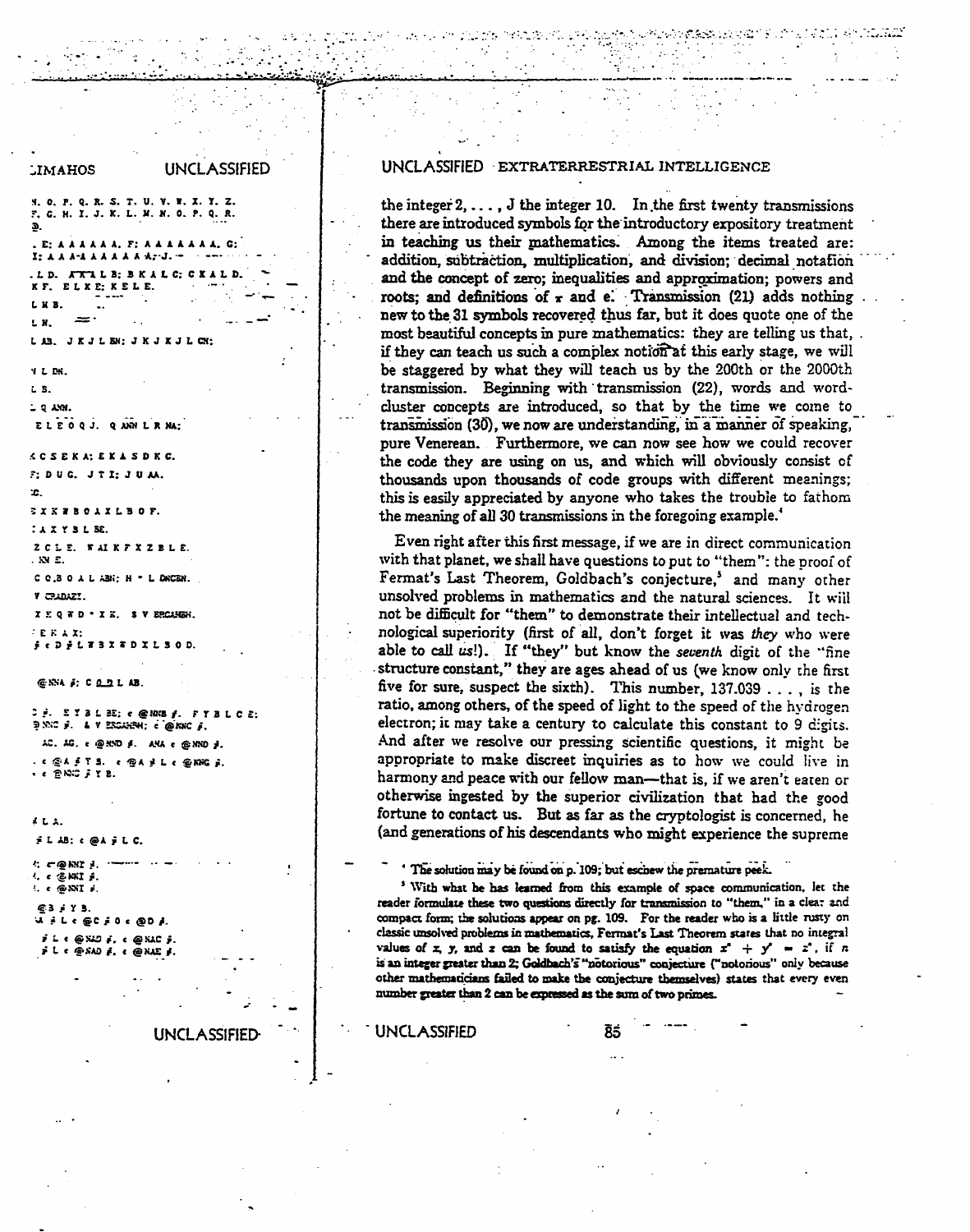N. O. P. Q. R. S. T. U. V. W. X. Y. Z.
F. G. H. I. J. K. L. M. N. O. P. Q. R.

. E: A A A A A A. F: A A A A A A A. G:
I: A A A A A A A A A. J.

. L D. A K A L B; B K A L C; C K A L D.
K F. E L K E; K E L E.

L K B.

L N.

L AB. J K J L BN: J K J K J L CN:

N L DN.

L B.

Q ANN.

E L E O Q J. Q ANN L R NA:

K C S E K A; E K A S D K C.

F: D U G. J T I: J U AA.

C.

X X B O A X L B O F.

A X Y B L BE.

Z C L E. W AI K F X Z B L E.
NN E.

C O. B O A L ABN: H · L DNCEN.

V CRADAZI.

X E Q D · X E. S V ERCAHEH.

E K A X:
∮ c D ∮ L B X D X L B O D.

@NNA ∮: C O D L AB.

∮. E Y B L BE; c @NNB ∮. F Y B L C E:
NNC ∮. & V ERCAHEH; c @NNC ∮.

AC. AG. c @NND ∮. ANA c @NND ∮.

c @A ∮ Y B. c @A ∮ L c @NNC ∮.
c @NNC ∮ Y B.

∮ L A.

∮ L AB: c @A ∮ L C.

c @NNI ∮.
c @NKI ∮.
c @NNI ∮.

@B ∮ Y B.
A ∮ L c @C ∮ O c @D ∮.

∮ L c @NAD ∮. c @NAC ∮.
∮ L c @NAD ∮. c @NAE ∮.

the integer 2, . . . , J the integer 10. In the first twenty transmissions there are introduced symbols for the introductory expository treatment in teaching us their mathematics. Among the items treated are: addition, subtraction, multiplication, and division; decimal notation and the concept of zero; inequalities and approximation; powers and roots; and definitions of $\pi$ and e. Transmission (21) adds nothing new to the 31 symbols recovered thus far, but it does quote one of the most beautiful concepts in pure mathematics: they are telling us that, if they can teach us such a complex notion at this early stage, we will be staggered by what they will teach us by the 200th or the 2000th transmission. Beginning with transmission (22), words and word-cluster concepts are introduced, so that by the time we come to transmission (30), we now are understanding, in a manner of speaking, pure Venerean. Furthermore, we can now see how we could recover the code they are using on us, and which will obviously consist of thousands upon thousands of code groups with different meanings; this is easily appreciated by anyone who takes the trouble to fathom the meaning of all 30 transmissions in the foregoing example.[4]

Even right after this first message, if we are in direct communication with that planet, we shall have questions to put to "them": the proof of Fermat's Last Theorem, Goldbach's conjecture,[5] and many other unsolved problems in mathematics and the natural sciences. It will not be difficult for "them" to demonstrate their intellectual and technological superiority (first of all, don't forget it was *they* who were able to call *us*!). If "they" but know the *seventh* digit of the "fine structure constant," they are ages ahead of us (we know only the first five for sure, suspect the sixth). This number, 137.039 . . . , is the ratio, among others, of the speed of light to the speed of the hydrogen electron; it may take a century to calculate this constant to 9 digits. And after we resolve our pressing scientific questions, it might be appropriate to make discreet inquiries as to how we could live in harmony and peace with our fellow man—that is, if we aren't eaten or otherwise ingested by the superior civilization that had the good fortune to contact us. But as far as the cryptologist is concerned, he (and generations of his descendants who might experience the supreme

[4] The solution may be found on p. 109; but eschew the premature peek.

[5] With what he has learned from this example of space communication, let the reader formulate these two questions directly for transmission to "them," in a clear and compact form; the solutions appear on pg. 109. For the reader who is a little rusty on classic unsolved problems in mathematics, Fermat's Last Theorem states that no integral values of $x$, $y$, and $z$ can be found to satisfy the equation $x^n + y^n = z^n$, if $n$ is an integer greater than 2; Goldbach's "notorious" conjecture ("notorious" only because other mathematicians failed to make the conjecture themselves) states that every even number greater than 2 can be expressed as the sum of two primes.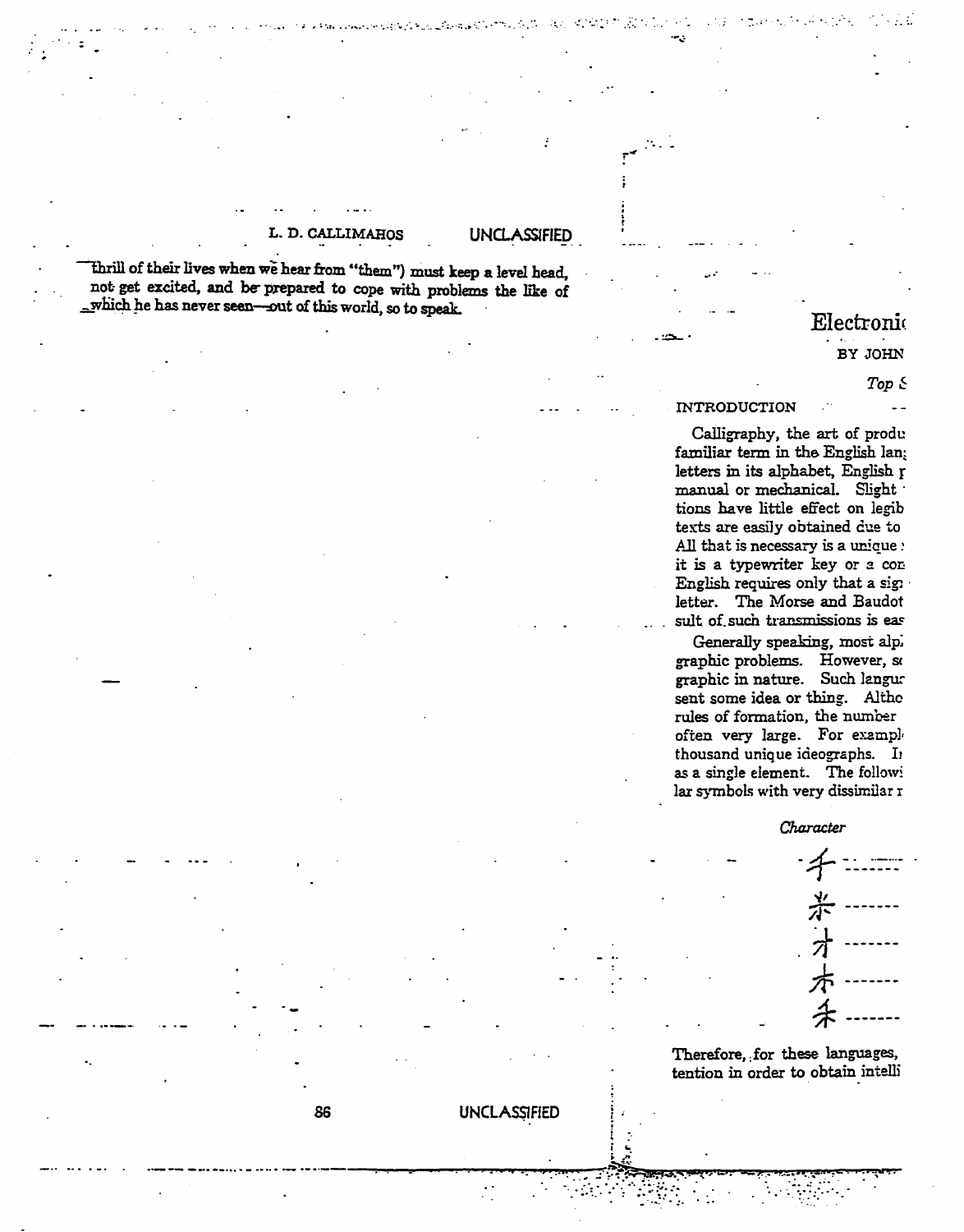thrill of their lives when we hear from "them") must keep a level head, not get excited, and be prepared to cope with problems the like of which he has never seen—out of this world, so to speak.

# Electroni

BY JOHN

*Top S*

## INTRODUCTION

Calligraphy, the art of produ familiar term in the English lan letters in its alphabet, English p manual or mechanical. Slight tions have little effect on legib texts are easily obtained due to All that is necessary is a unique it is a typewriter key or a cor English requires only that a sig letter. The Morse and Baudot sult of such transmissions is eas

Generally speaking, most alp graphic problems. However, s graphic in nature. Such langu sent some idea or thing. Altho rules of formation, the number often very large. For exampl thousand unique ideographs. I as a single element. The followi lar symbols with very dissimilar r

| *Character* | |
|---|---|
| 千 | ------- |
| 米 | ------- |
| 才 | ------- |
| 朩 | ------- |
| 禾 | ------- |

Therefore, for these languages, tention in order to obtain intelli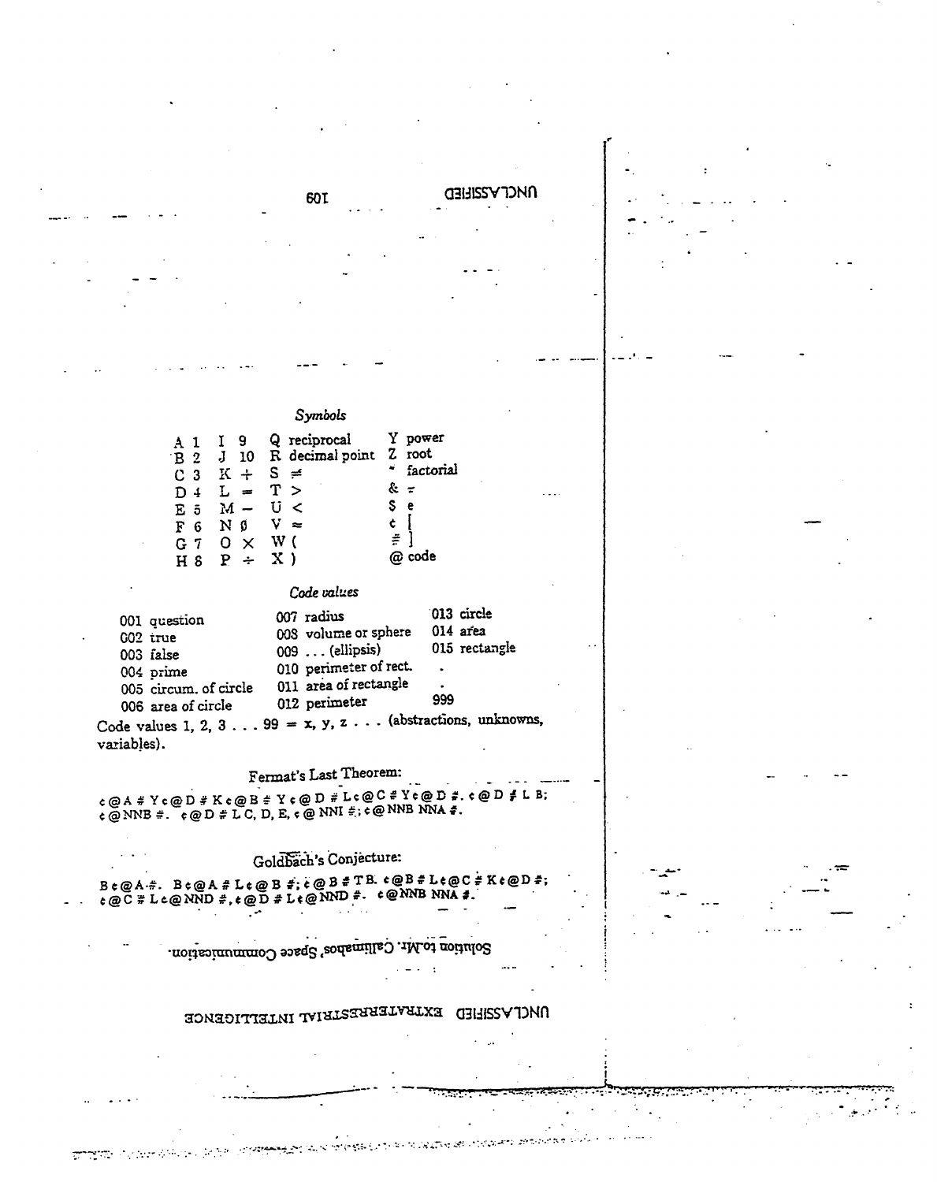## Symbols

| | | | |
|---|---|---|---|
| A 1 | I 9 | Q reciprocal | Y power |
| B 2 | J 10 | R decimal point | Z root |
| C 3 | K + | S ≠ | * factorial |
| D 4 | L = | T > | & ≠ |
| E 5 | M − | U < | $ e |
| F 6 | N ∅ | V ≈ | ¢ [ |
| G 7 | O × | W ( | ≠ ] |
| H 8 | P ÷ | X ) | @ code |

## Code values

| | | |
|---|---|---|
| 001 question | 007 radius | 013 circle |
| 002 true | 008 volume or sphere | 014 area |
| 003 false | 009 . . . (ellipsis) | 015 rectangle |
| 004 prime | 010 perimeter of rect. | . |
| 005 circum. of circle | 011 area of rectangle | . |
| 006 area of circle | 012 perimeter | 999 |

Code values 1, 2, 3 . . . 99 = x, y, z . . . (abstractions, unknowns, variables).

Fermat's Last Theorem:

¢@A ≠ Y¢@D ≠ K¢@B ≠ Y¢@D ≠ L¢@C ≠ Y¢@D ≠. ¢@D ≠ L B; ¢@NNB ≠. ¢@D ≠ L C, D, E, ¢@ NNI ≠; ¢@NNB NNA ≠.

Goldbach's Conjecture:

B¢@A ≠. B¢@A ≠ L¢@B ≠; ¢@B ≠ TB. ¢@B ≠ L¢@C ≠ K¢@D ≠; ¢@C ≠ L¢@NND ≠, ¢@D ≠ L¢@NND ≠. ¢@NNB NNA ≠.

Solution to Mr. Callimahos' Space Communication.